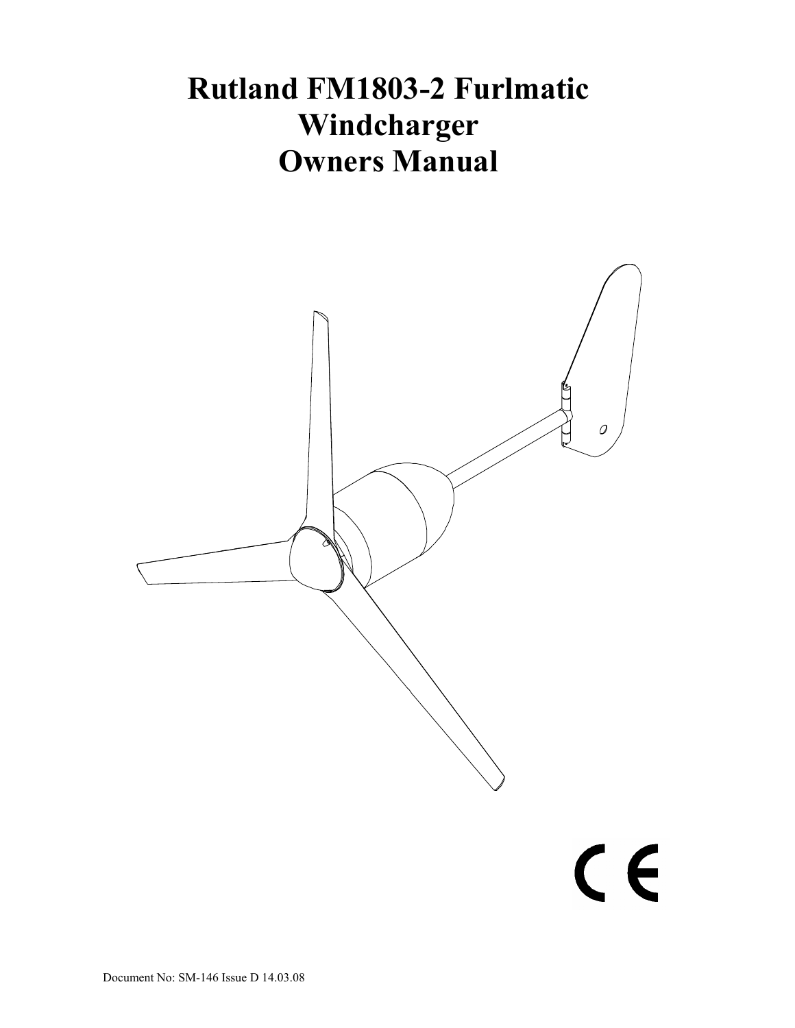# Rutland FM1803-2 Furlmatic Windcharger Owners Manual

Document No: SM-146 Issue D 14.03.08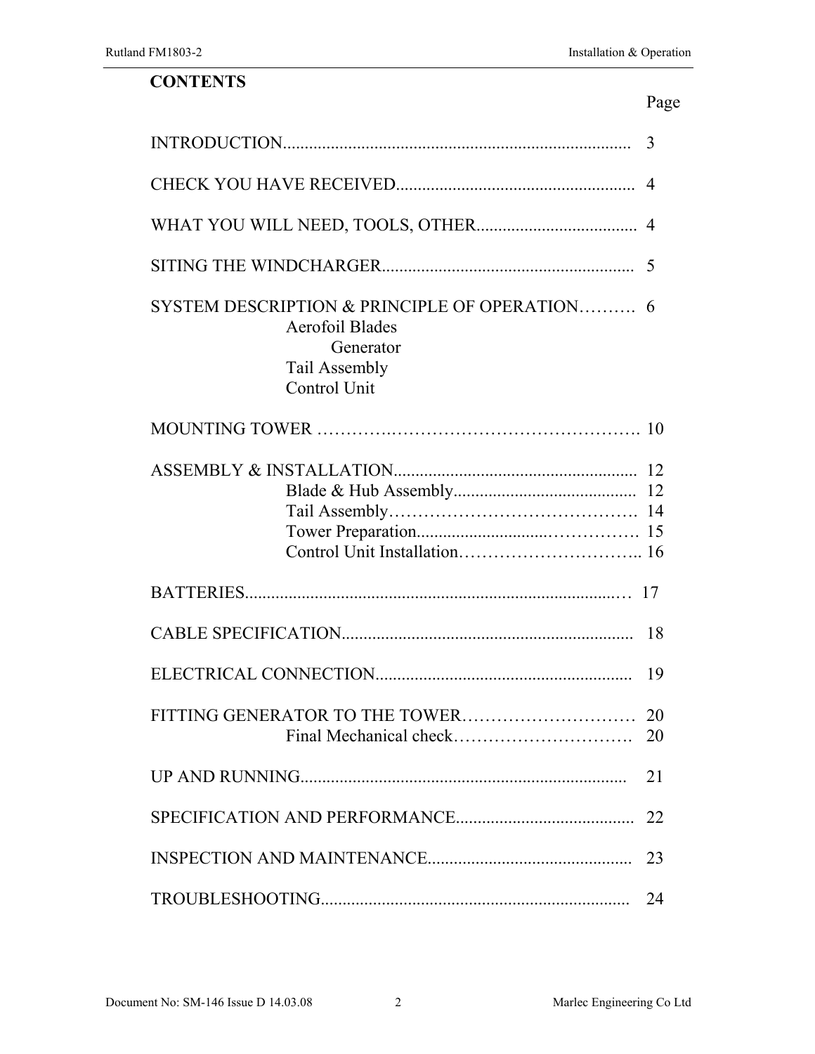## CONTENTS

| | Page |
|---|---|
| INTRODUCTION | 3 |
| CHECK YOU HAVE RECEIVED | 4 |
| WHAT YOU WILL NEED, TOOLS, OTHER | 4 |
| SITING THE WINDCHARGER | 5 |
| SYSTEM DESCRIPTION & PRINCIPLE OF OPERATION | 6 |
| Aerofoil Blades | |
| Generator | |
| Tail Assembly | |
| Control Unit | |
| MOUNTING TOWER | 10 |
| ASSEMBLY & INSTALLATION | 12 |
| Blade & Hub Assembly | 12 |
| Tail Assembly | 14 |
| Tower Preparation | 15 |
| Control Unit Installation | 16 |
| BATTERIES | 17 |
| CABLE SPECIFICATION | 18 |
| ELECTRICAL CONNECTION | 19 |
| FITTING GENERATOR TO THE TOWER | 20 |
| Final Mechanical check | 20 |
| UP AND RUNNING | 21 |
| SPECIFICATION AND PERFORMANCE | 22 |
| INSPECTION AND MAINTENANCE | 23 |
| TROUBLESHOOTING | 24 |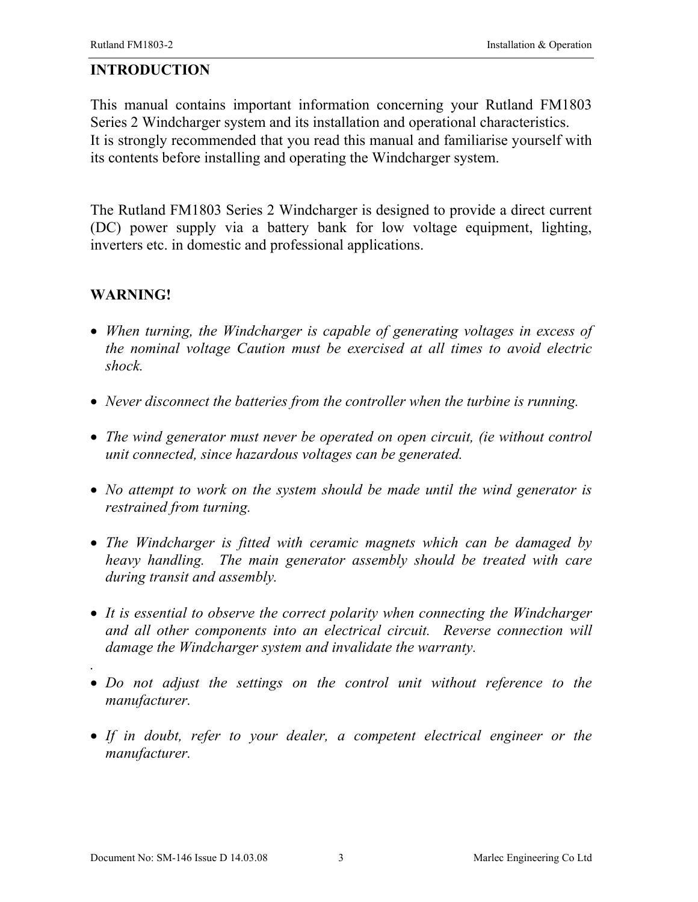# INTRODUCTION

This manual contains important information concerning your Rutland FM1803 Series 2 Windcharger system and its installation and operational characteristics.
It is strongly recommended that you read this manual and familiarise yourself with its contents before installing and operating the Windcharger system.

The Rutland FM1803 Series 2 Windcharger is designed to provide a direct current (DC) power supply via a battery bank for low voltage equipment, lighting, inverters etc. in domestic and professional applications.

## WARNING!

- *When turning, the Windcharger is capable of generating voltages in excess of the nominal voltage Caution must be exercised at all times to avoid electric shock.*

- *Never disconnect the batteries from the controller when the turbine is running.*

- *The wind generator must never be operated on open circuit, (ie without control unit connected, since hazardous voltages can be generated.*

- *No attempt to work on the system should be made until the wind generator is restrained from turning.*

- *The Windcharger is fitted with ceramic magnets which can be damaged by heavy handling. The main generator assembly should be treated with care during transit and assembly.*

- *It is essential to observe the correct polarity when connecting the Windcharger and all other components into an electrical circuit. Reverse connection will damage the Windcharger system and invalidate the warranty.*

.

- *Do not adjust the settings on the control unit without reference to the manufacturer.*

- *If in doubt, refer to your dealer, a competent electrical engineer or the manufacturer.*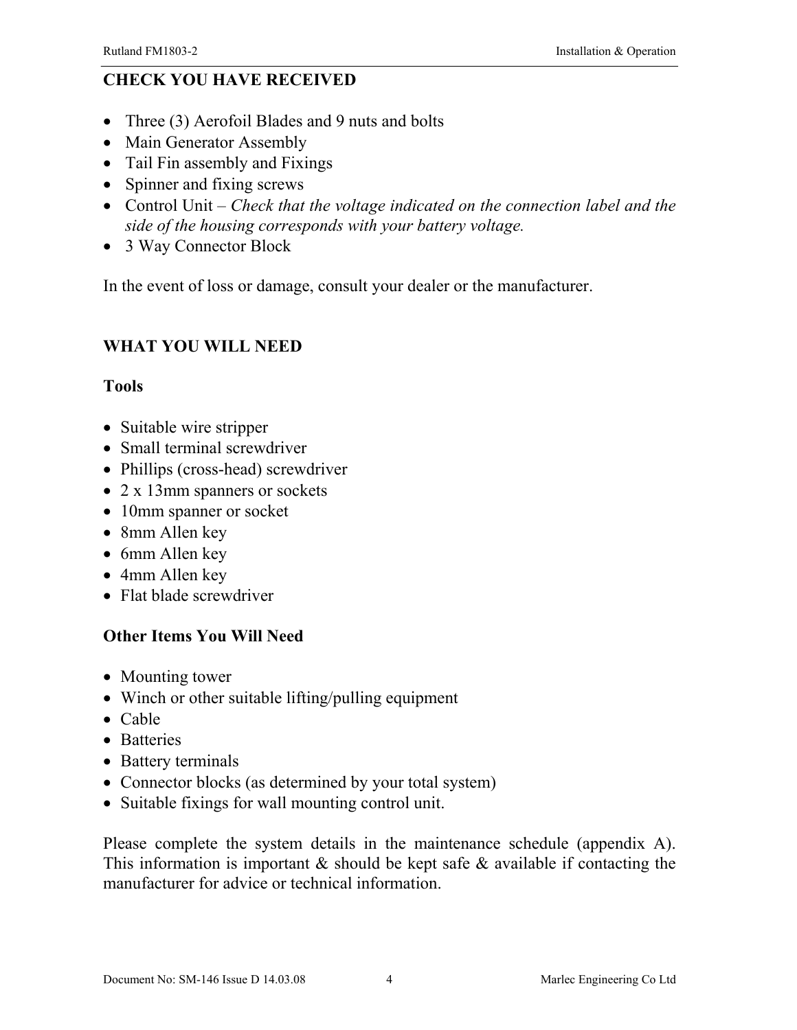## CHECK YOU HAVE RECEIVED

- Three (3) Aerofoil Blades and 9 nuts and bolts
- Main Generator Assembly
- Tail Fin assembly and Fixings
- Spinner and fixing screws
- Control Unit – *Check that the voltage indicated on the connection label and the side of the housing corresponds with your battery voltage.*
- 3 Way Connector Block

In the event of loss or damage, consult your dealer or the manufacturer.

## WHAT YOU WILL NEED

### Tools

- Suitable wire stripper
- Small terminal screwdriver
- Phillips (cross-head) screwdriver
- 2 x 13mm spanners or sockets
- 10mm spanner or socket
- 8mm Allen key
- 6mm Allen key
- 4mm Allen key
- Flat blade screwdriver

### Other Items You Will Need

- Mounting tower
- Winch or other suitable lifting/pulling equipment
- Cable
- Batteries
- Battery terminals
- Connector blocks (as determined by your total system)
- Suitable fixings for wall mounting control unit.

Please complete the system details in the maintenance schedule (appendix A). This information is important & should be kept safe & available if contacting the manufacturer for advice or technical information.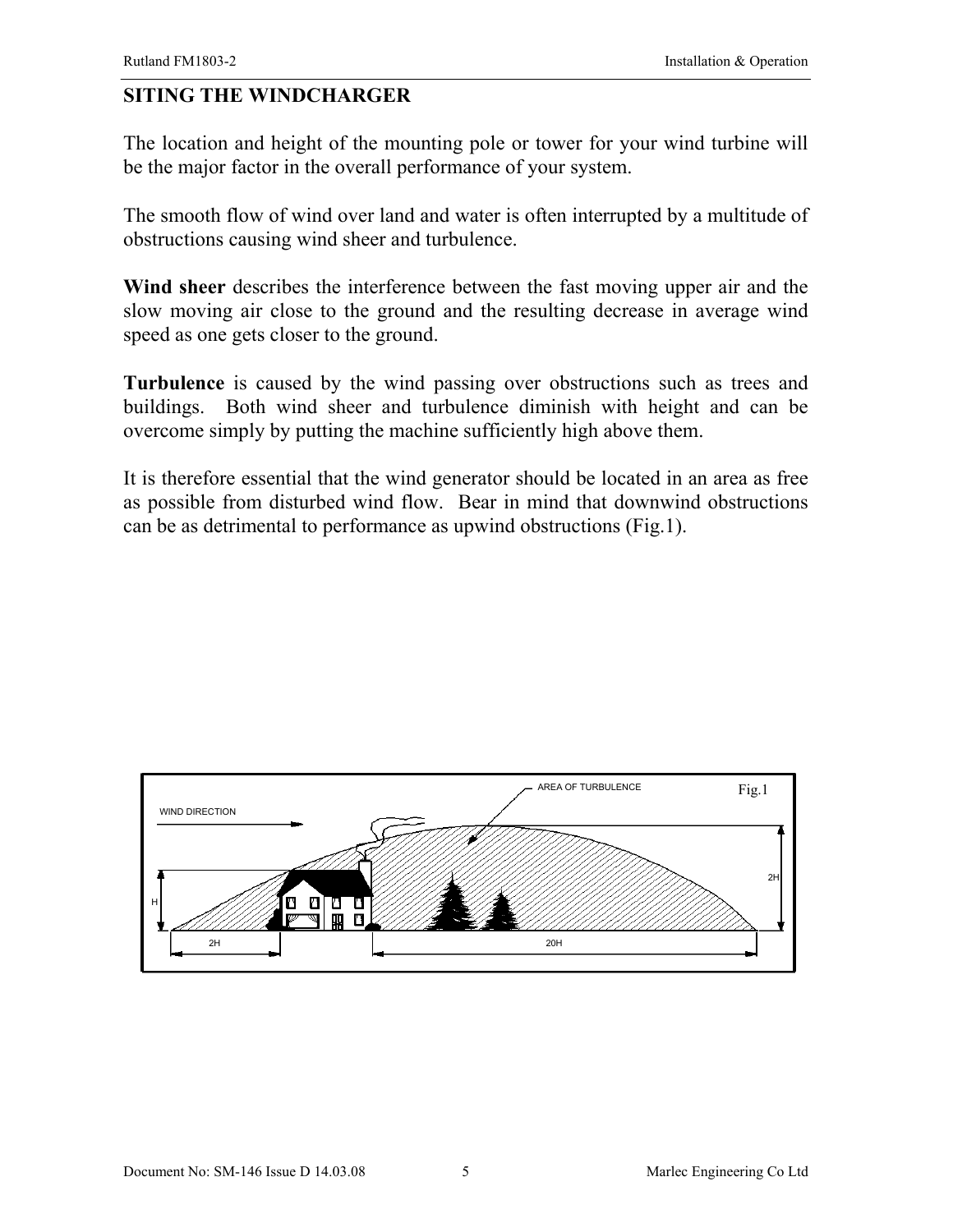## SITING THE WINDCHARGER

The location and height of the mounting pole or tower for your wind turbine will be the major factor in the overall performance of your system.

The smooth flow of wind over land and water is often interrupted by a multitude of obstructions causing wind sheer and turbulence.

**Wind sheer** describes the interference between the fast moving upper air and the slow moving air close to the ground and the resulting decrease in average wind speed as one gets closer to the ground.

**Turbulence** is caused by the wind passing over obstructions such as trees and buildings. Both wind sheer and turbulence diminish with height and can be overcome simply by putting the machine sufficiently high above them.

It is therefore essential that the wind generator should be located in an area as free as possible from disturbed wind flow. Bear in mind that downwind obstructions can be as detrimental to performance as upwind obstructions (Fig.1).

Fig.1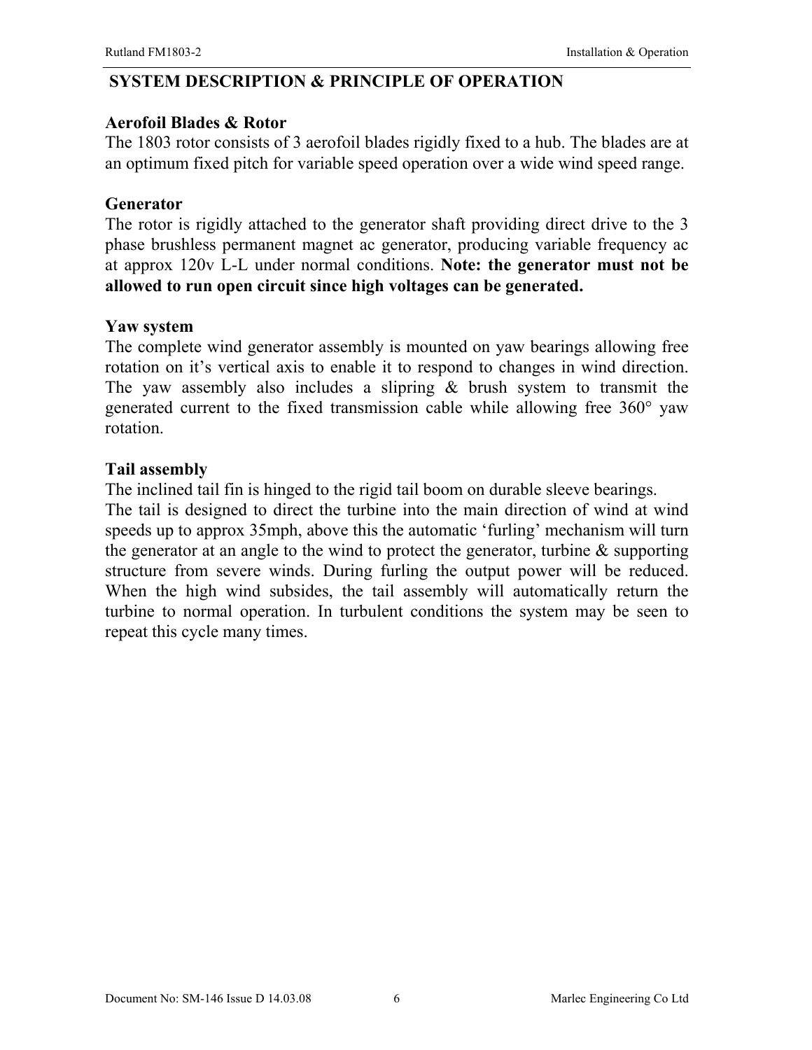## SYSTEM DESCRIPTION & PRINCIPLE OF OPERATION

### Aerofoil Blades & Rotor

The 1803 rotor consists of 3 aerofoil blades rigidly fixed to a hub. The blades are at an optimum fixed pitch for variable speed operation over a wide wind speed range.

### Generator

The rotor is rigidly attached to the generator shaft providing direct drive to the 3 phase brushless permanent magnet ac generator, producing variable frequency ac at approx 120v L-L under normal conditions. **Note: the generator must not be allowed to run open circuit since high voltages can be generated.**

### Yaw system

The complete wind generator assembly is mounted on yaw bearings allowing free rotation on it's vertical axis to enable it to respond to changes in wind direction. The yaw assembly also includes a slipring & brush system to transmit the generated current to the fixed transmission cable while allowing free 360° yaw rotation.

### Tail assembly

The inclined tail fin is hinged to the rigid tail boom on durable sleeve bearings.
The tail is designed to direct the turbine into the main direction of wind at wind speeds up to approx 35mph, above this the automatic 'furling' mechanism will turn the generator at an angle to the wind to protect the generator, turbine & supporting structure from severe winds. During furling the output power will be reduced. When the high wind subsides, the tail assembly will automatically return the turbine to normal operation. In turbulent conditions the system may be seen to repeat this cycle many times.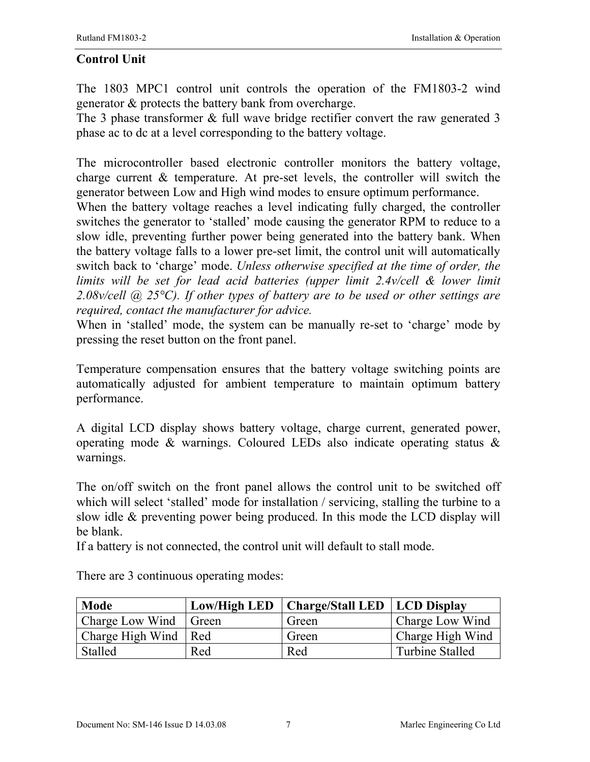## Control Unit

The 1803 MPC1 control unit controls the operation of the FM1803-2 wind generator & protects the battery bank from overcharge.
The 3 phase transformer & full wave bridge rectifier convert the raw generated 3 phase ac to dc at a level corresponding to the battery voltage.

The microcontroller based electronic controller monitors the battery voltage, charge current & temperature. At pre-set levels, the controller will switch the generator between Low and High wind modes to ensure optimum performance.
When the battery voltage reaches a level indicating fully charged, the controller switches the generator to 'stalled' mode causing the generator RPM to reduce to a slow idle, preventing further power being generated into the battery bank. When the battery voltage falls to a lower pre-set limit, the control unit will automatically switch back to 'charge' mode. *Unless otherwise specified at the time of order, the limits will be set for lead acid batteries (upper limit 2.4v/cell & lower limit 2.08v/cell @ 25°C). If other types of battery are to be used or other settings are required, contact the manufacturer for advice.*
When in 'stalled' mode, the system can be manually re-set to 'charge' mode by pressing the reset button on the front panel.

Temperature compensation ensures that the battery voltage switching points are automatically adjusted for ambient temperature to maintain optimum battery performance.

A digital LCD display shows battery voltage, charge current, generated power, operating mode & warnings. Coloured LEDs also indicate operating status & warnings.

The on/off switch on the front panel allows the control unit to be switched off which will select 'stalled' mode for installation / servicing, stalling the turbine to a slow idle & preventing power being produced. In this mode the LCD display will be blank.
If a battery is not connected, the control unit will default to stall mode.

There are 3 continuous operating modes:

| Mode | Low/High LED | Charge/Stall LED | LCD Display |
|---|---|---|---|
| Charge Low Wind | Green | Green | Charge Low Wind |
| Charge High Wind | Red | Green | Charge High Wind |
| Stalled | Red | Red | Turbine Stalled |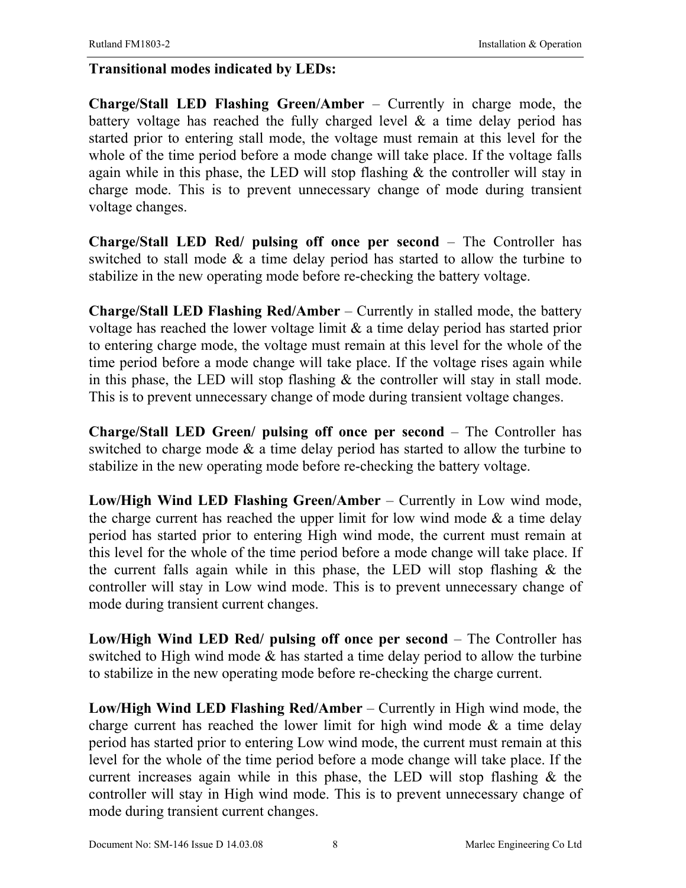**Transitional modes indicated by LEDs:**

**Charge/Stall LED Flashing Green/Amber** – Currently in charge mode, the battery voltage has reached the fully charged level & a time delay period has started prior to entering stall mode, the voltage must remain at this level for the whole of the time period before a mode change will take place. If the voltage falls again while in this phase, the LED will stop flashing & the controller will stay in charge mode. This is to prevent unnecessary change of mode during transient voltage changes.

**Charge/Stall LED Red/ pulsing off once per second** – The Controller has switched to stall mode & a time delay period has started to allow the turbine to stabilize in the new operating mode before re-checking the battery voltage.

**Charge/Stall LED Flashing Red/Amber** – Currently in stalled mode, the battery voltage has reached the lower voltage limit & a time delay period has started prior to entering charge mode, the voltage must remain at this level for the whole of the time period before a mode change will take place. If the voltage rises again while in this phase, the LED will stop flashing & the controller will stay in stall mode. This is to prevent unnecessary change of mode during transient voltage changes.

**Charge/Stall LED Green/ pulsing off once per second** – The Controller has switched to charge mode & a time delay period has started to allow the turbine to stabilize in the new operating mode before re-checking the battery voltage.

**Low/High Wind LED Flashing Green/Amber** – Currently in Low wind mode, the charge current has reached the upper limit for low wind mode & a time delay period has started prior to entering High wind mode, the current must remain at this level for the whole of the time period before a mode change will take place. If the current falls again while in this phase, the LED will stop flashing & the controller will stay in Low wind mode. This is to prevent unnecessary change of mode during transient current changes.

**Low/High Wind LED Red/ pulsing off once per second** – The Controller has switched to High wind mode & has started a time delay period to allow the turbine to stabilize in the new operating mode before re-checking the charge current.

**Low/High Wind LED Flashing Red/Amber** – Currently in High wind mode, the charge current has reached the lower limit for high wind mode & a time delay period has started prior to entering Low wind mode, the current must remain at this level for the whole of the time period before a mode change will take place. If the current increases again while in this phase, the LED will stop flashing & the controller will stay in High wind mode. This is to prevent unnecessary change of mode during transient current changes.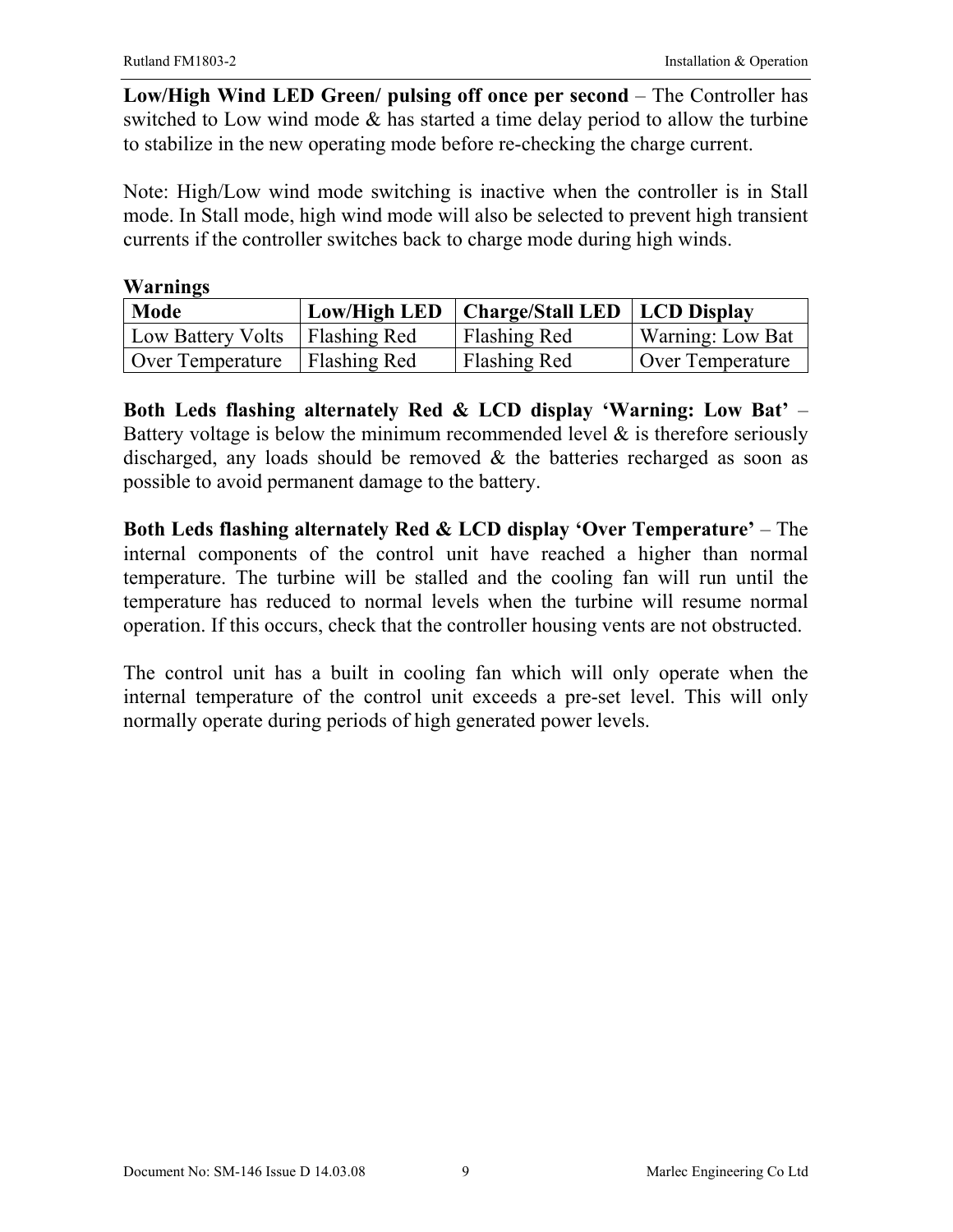**Low/High Wind LED Green/ pulsing off once per second** – The Controller has switched to Low wind mode & has started a time delay period to allow the turbine to stabilize in the new operating mode before re-checking the charge current.

Note: High/Low wind mode switching is inactive when the controller is in Stall mode. In Stall mode, high wind mode will also be selected to prevent high transient currents if the controller switches back to charge mode during high winds.

**Warnings**

| Mode | Low/High LED | Charge/Stall LED | LCD Display |
| --- | --- | --- | --- |
| Low Battery Volts | Flashing Red | Flashing Red | Warning: Low Bat |
| Over Temperature | Flashing Red | Flashing Red | Over Temperature |

**Both Leds flashing alternately Red & LCD display 'Warning: Low Bat'** – Battery voltage is below the minimum recommended level & is therefore seriously discharged, any loads should be removed & the batteries recharged as soon as possible to avoid permanent damage to the battery.

**Both Leds flashing alternately Red & LCD display 'Over Temperature'** – The internal components of the control unit have reached a higher than normal temperature. The turbine will be stalled and the cooling fan will run until the temperature has reduced to normal levels when the turbine will resume normal operation. If this occurs, check that the controller housing vents are not obstructed.

The control unit has a built in cooling fan which will only operate when the internal temperature of the control unit exceeds a pre-set level. This will only normally operate during periods of high generated power levels.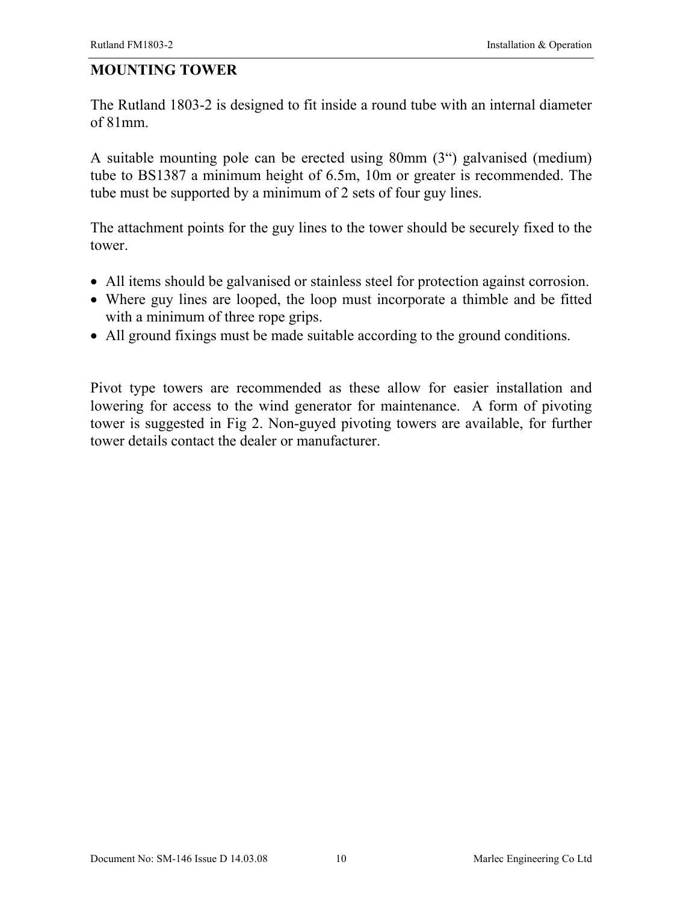## MOUNTING TOWER

The Rutland 1803-2 is designed to fit inside a round tube with an internal diameter of 81mm.

A suitable mounting pole can be erected using 80mm (3“) galvanised (medium) tube to BS1387 a minimum height of 6.5m, 10m or greater is recommended. The tube must be supported by a minimum of 2 sets of four guy lines.

The attachment points for the guy lines to the tower should be securely fixed to the tower.

- All items should be galvanised or stainless steel for protection against corrosion.
- Where guy lines are looped, the loop must incorporate a thimble and be fitted with a minimum of three rope grips.
- All ground fixings must be made suitable according to the ground conditions.

Pivot type towers are recommended as these allow for easier installation and lowering for access to the wind generator for maintenance. A form of pivoting tower is suggested in Fig 2. Non-guyed pivoting towers are available, for further tower details contact the dealer or manufacturer.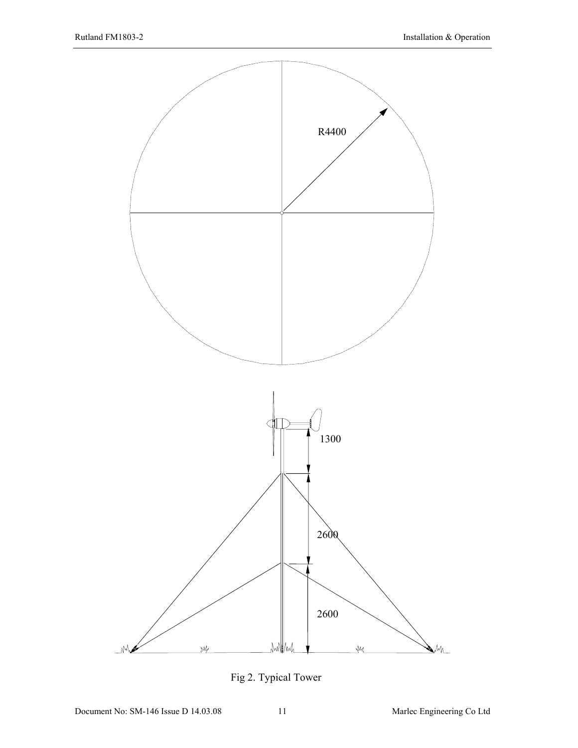R4400

1300

2600

2600

Fig 2. Typical Tower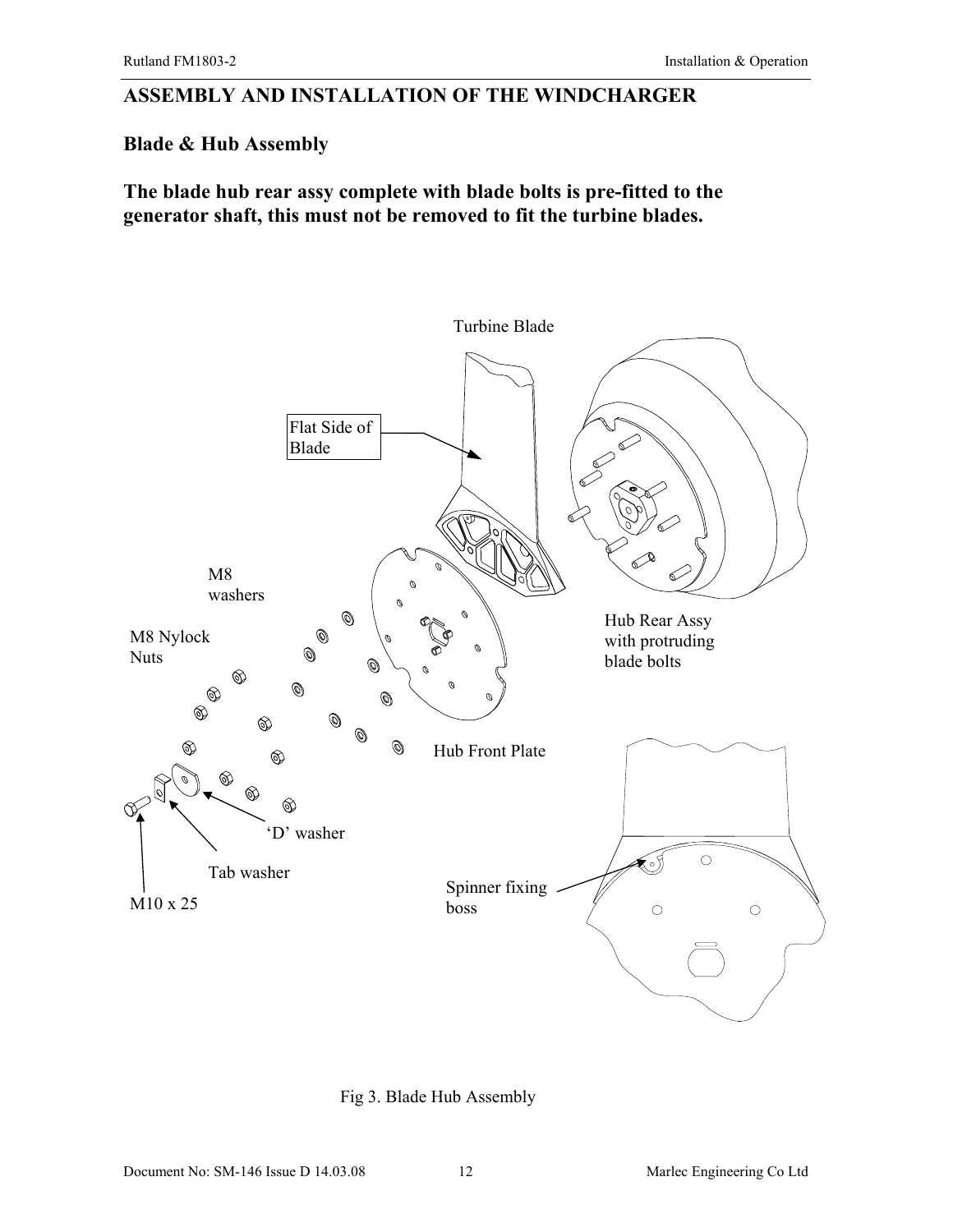## ASSEMBLY AND INSTALLATION OF THE WINDCHARGER

### Blade & Hub Assembly

**The blade hub rear assy complete with blade bolts is pre-fitted to the generator shaft, this must not be removed to fit the turbine blades.**

Turbine Blade

Flat Side of Blade

M8 washers

M8 Nylock Nuts

Hub Rear Assy with protruding blade bolts

Hub Front Plate

'D' washer

Tab washer

M10 x 25

Spinner fixing boss

Fig 3. Blade Hub Assembly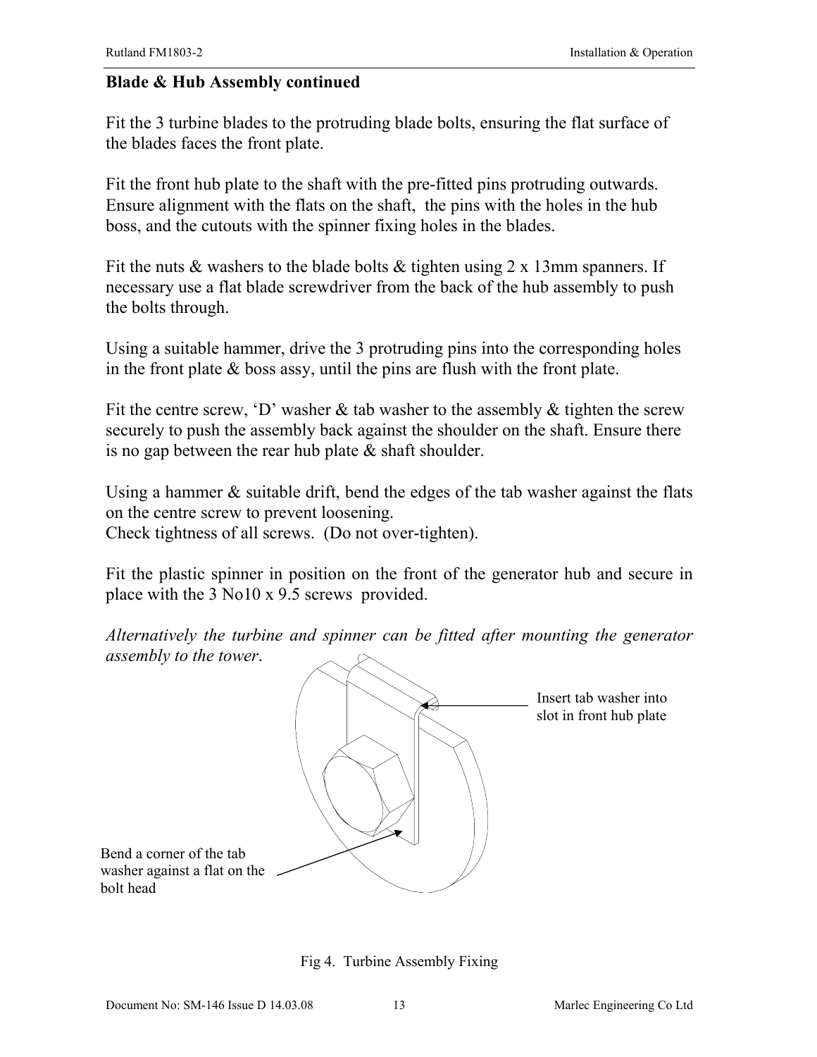**Blade & Hub Assembly continued**

Fit the 3 turbine blades to the protruding blade bolts, ensuring the flat surface of the blades faces the front plate.

Fit the front hub plate to the shaft with the pre-fitted pins protruding outwards. Ensure alignment with the flats on the shaft, the pins with the holes in the hub boss, and the cutouts with the spinner fixing holes in the blades.

Fit the nuts & washers to the blade bolts & tighten using 2 x 13mm spanners. If necessary use a flat blade screwdriver from the back of the hub assembly to push the bolts through.

Using a suitable hammer, drive the 3 protruding pins into the corresponding holes in the front plate & boss assy, until the pins are flush with the front plate.

Fit the centre screw, 'D' washer & tab washer to the assembly & tighten the screw securely to push the assembly back against the shoulder on the shaft. Ensure there is no gap between the rear hub plate & shaft shoulder.

Using a hammer & suitable drift, bend the edges of the tab washer against the flats on the centre screw to prevent loosening.
Check tightness of all screws. (Do not over-tighten).

Fit the plastic spinner in position on the front of the generator hub and secure in place with the 3 No10 x 9.5 screws provided.

*Alternatively the turbine and spinner can be fitted after mounting the generator assembly to the tower.*

Insert tab washer into slot in front hub plate

Bend a corner of the tab washer against a flat on the bolt head

Fig 4. Turbine Assembly Fixing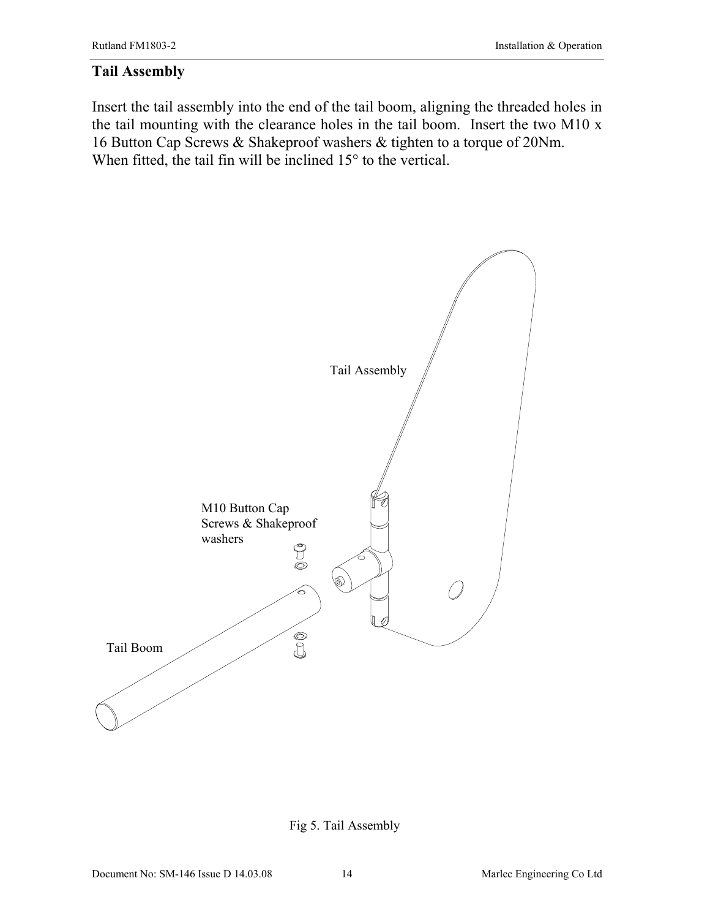## Tail Assembly

Insert the tail assembly into the end of the tail boom, aligning the threaded holes in the tail mounting with the clearance holes in the tail boom. Insert the two M10 x 16 Button Cap Screws & Shakeproof washers & tighten to a torque of 20Nm. When fitted, the tail fin will be inclined 15° to the vertical.

Tail Assembly

M10 Button Cap Screws & Shakeproof washers

Tail Boom

Fig 5. Tail Assembly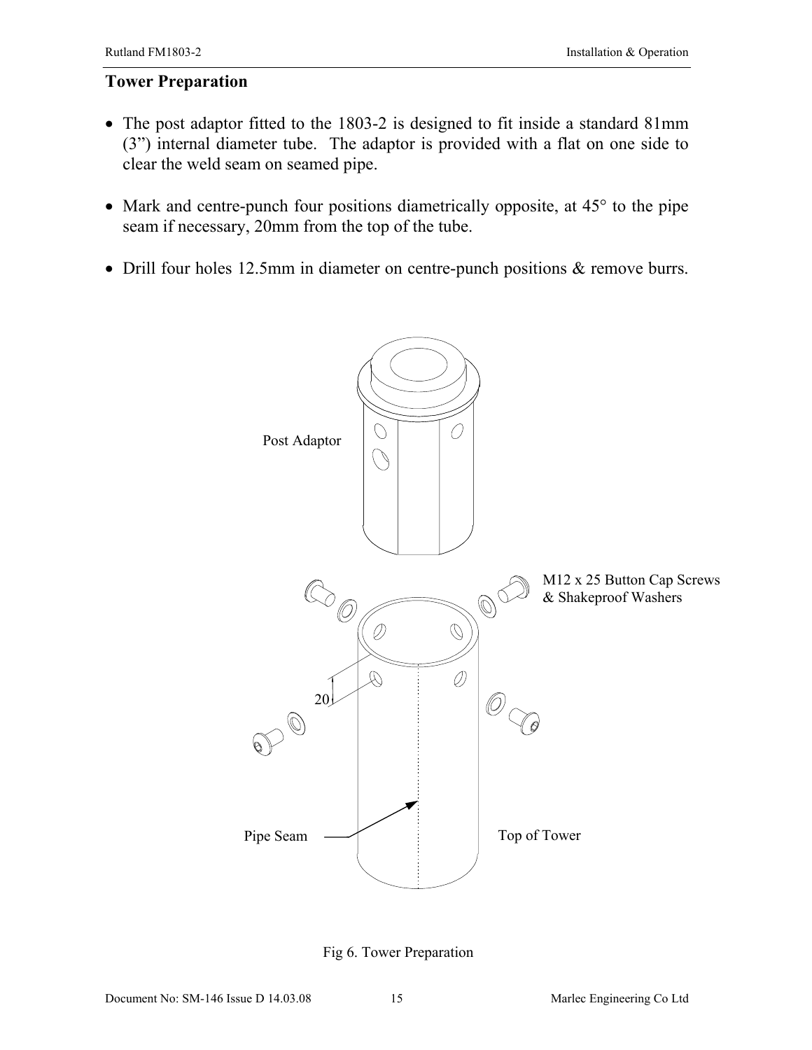## Tower Preparation

- The post adaptor fitted to the 1803-2 is designed to fit inside a standard 81mm (3") internal diameter tube. The adaptor is provided with a flat on one side to clear the weld seam on seamed pipe.

- Mark and centre-punch four positions diametrically opposite, at 45° to the pipe seam if necessary, 20mm from the top of the tube.

- Drill four holes 12.5mm in diameter on centre-punch positions & remove burrs.

Post Adaptor

M12 x 25 Button Cap Screws & Shakeproof Washers

20

Pipe Seam

Top of Tower

Fig 6. Tower Preparation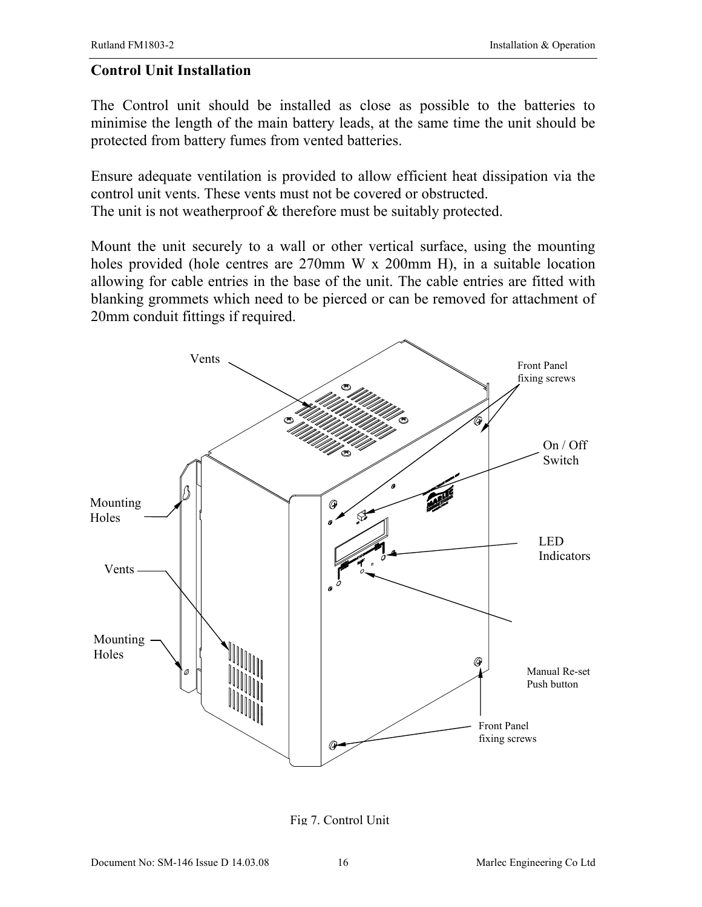## Control Unit Installation

The Control unit should be installed as close as possible to the batteries to minimise the length of the main battery leads, at the same time the unit should be protected from battery fumes from vented batteries.

Ensure adequate ventilation is provided to allow efficient heat dissipation via the control unit vents. These vents must not be covered or obstructed.
The unit is not weatherproof & therefore must be suitably protected.

Mount the unit securely to a wall or other vertical surface, using the mounting holes provided (hole centres are 270mm W x 200mm H), in a suitable location allowing for cable entries in the base of the unit. The cable entries are fitted with blanking grommets which need to be pierced or can be removed for attachment of 20mm conduit fittings if required.

Vents

Front Panel fixing screws

On / Off Switch

Mounting Holes

LED Indicators

Vents

Mounting Holes

Manual Re-set Push button

Front Panel fixing screws

Fig 7. Control Unit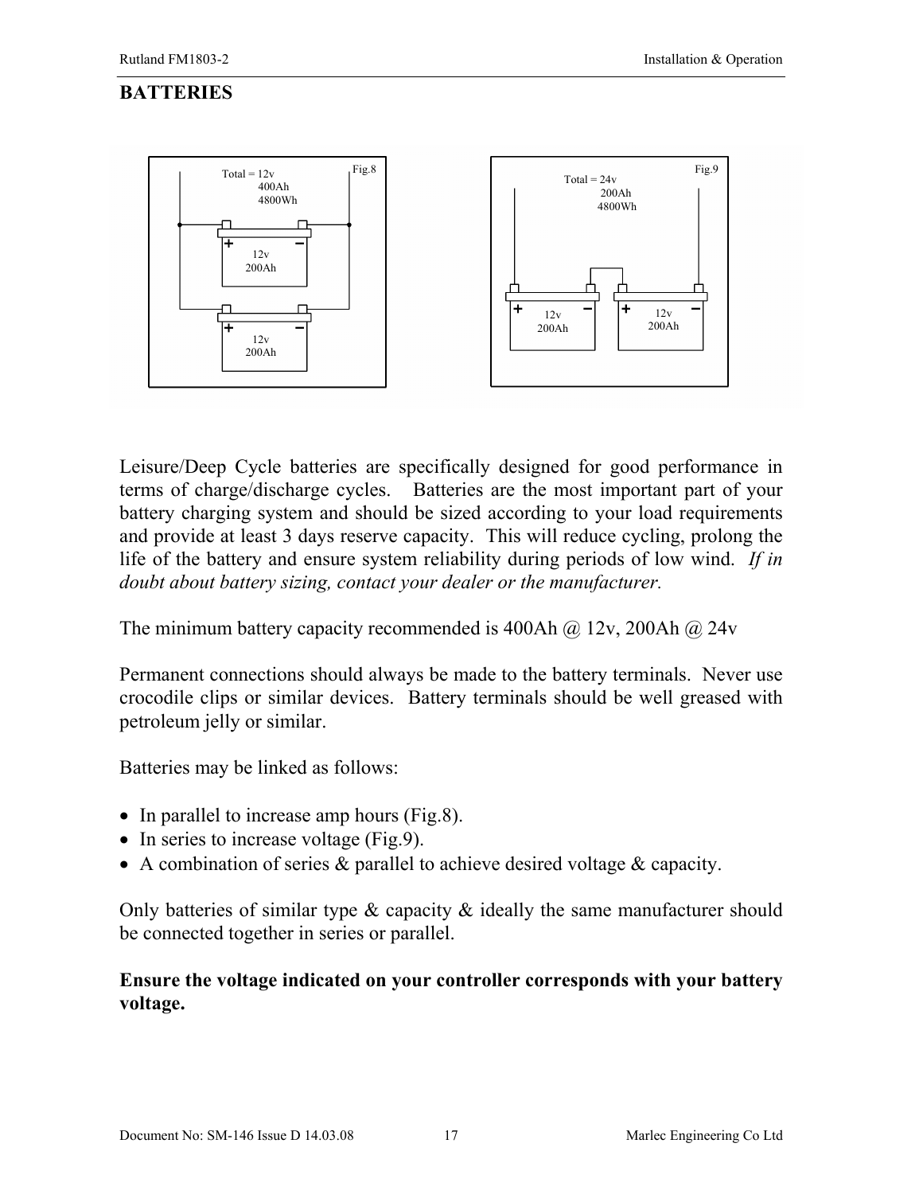# BATTERIES

Fig.8

Total = 12v
400Ah
4800Wh

12v
200Ah

12v
200Ah

Fig.9

Total = 24v
200Ah
4800Wh

12v
200Ah

12v
200Ah

Leisure/Deep Cycle batteries are specifically designed for good performance in terms of charge/discharge cycles. Batteries are the most important part of your battery charging system and should be sized according to your load requirements and provide at least 3 days reserve capacity. This will reduce cycling, prolong the life of the battery and ensure system reliability during periods of low wind. *If in doubt about battery sizing, contact your dealer or the manufacturer.*

The minimum battery capacity recommended is 400Ah @ 12v, 200Ah @ 24v

Permanent connections should always be made to the battery terminals. Never use crocodile clips or similar devices. Battery terminals should be well greased with petroleum jelly or similar.

Batteries may be linked as follows:

- In parallel to increase amp hours (Fig.8).
- In series to increase voltage (Fig.9).
- A combination of series & parallel to achieve desired voltage & capacity.

Only batteries of similar type & capacity & ideally the same manufacturer should be connected together in series or parallel.

**Ensure the voltage indicated on your controller corresponds with your battery voltage.**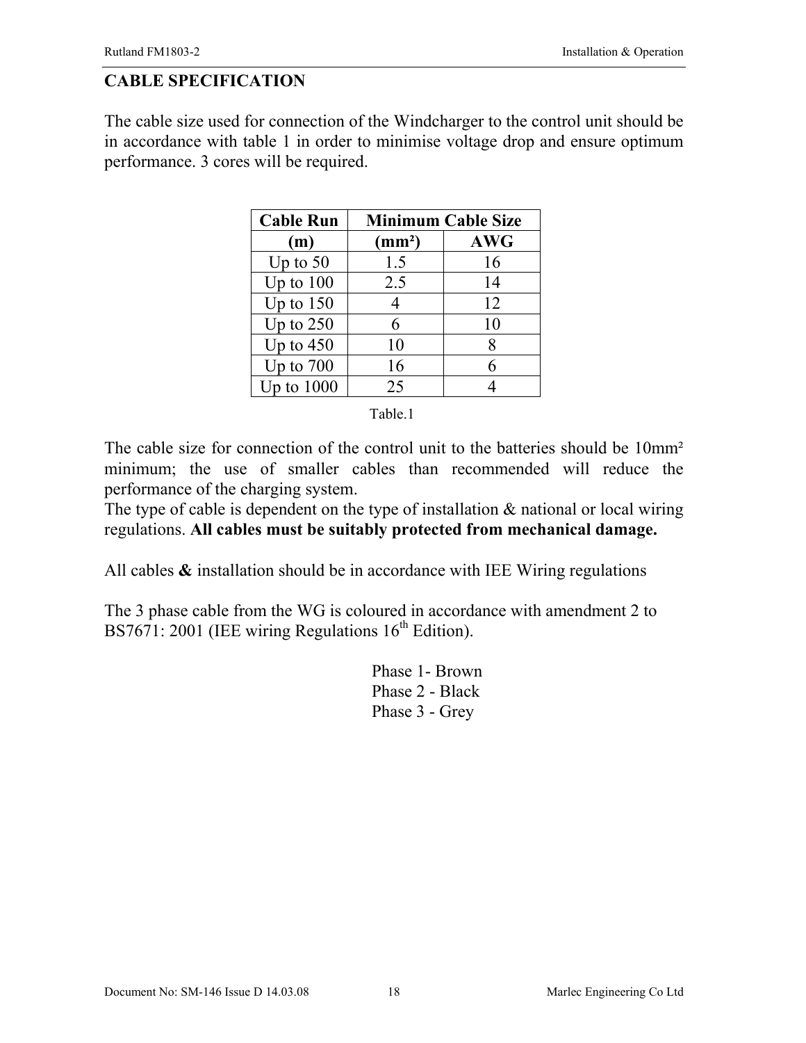## CABLE SPECIFICATION

The cable size used for connection of the Windcharger to the control unit should be in accordance with table 1 in order to minimise voltage drop and ensure optimum performance. 3 cores will be required.

| Cable Run | Minimum Cable Size | |
|---|---|---|
| (m) | (mm²) | AWG |
| Up to 50 | 1.5 | 16 |
| Up to 100 | 2.5 | 14 |
| Up to 150 | 4 | 12 |
| Up to 250 | 6 | 10 |
| Up to 450 | 10 | 8 |
| Up to 700 | 16 | 6 |
| Up to 1000 | 25 | 4 |

Table.1

The cable size for connection of the control unit to the batteries should be 10mm² minimum; the use of smaller cables than recommended will reduce the performance of the charging system.
The type of cable is dependent on the type of installation & national or local wiring regulations. **All cables must be suitably protected from mechanical damage.**

All cables **&** installation should be in accordance with IEE Wiring regulations

The 3 phase cable from the WG is coloured in accordance with amendment 2 to BS7671: 2001 (IEE wiring Regulations 16th Edition).

Phase 1- Brown
Phase 2 - Black
Phase 3 - Grey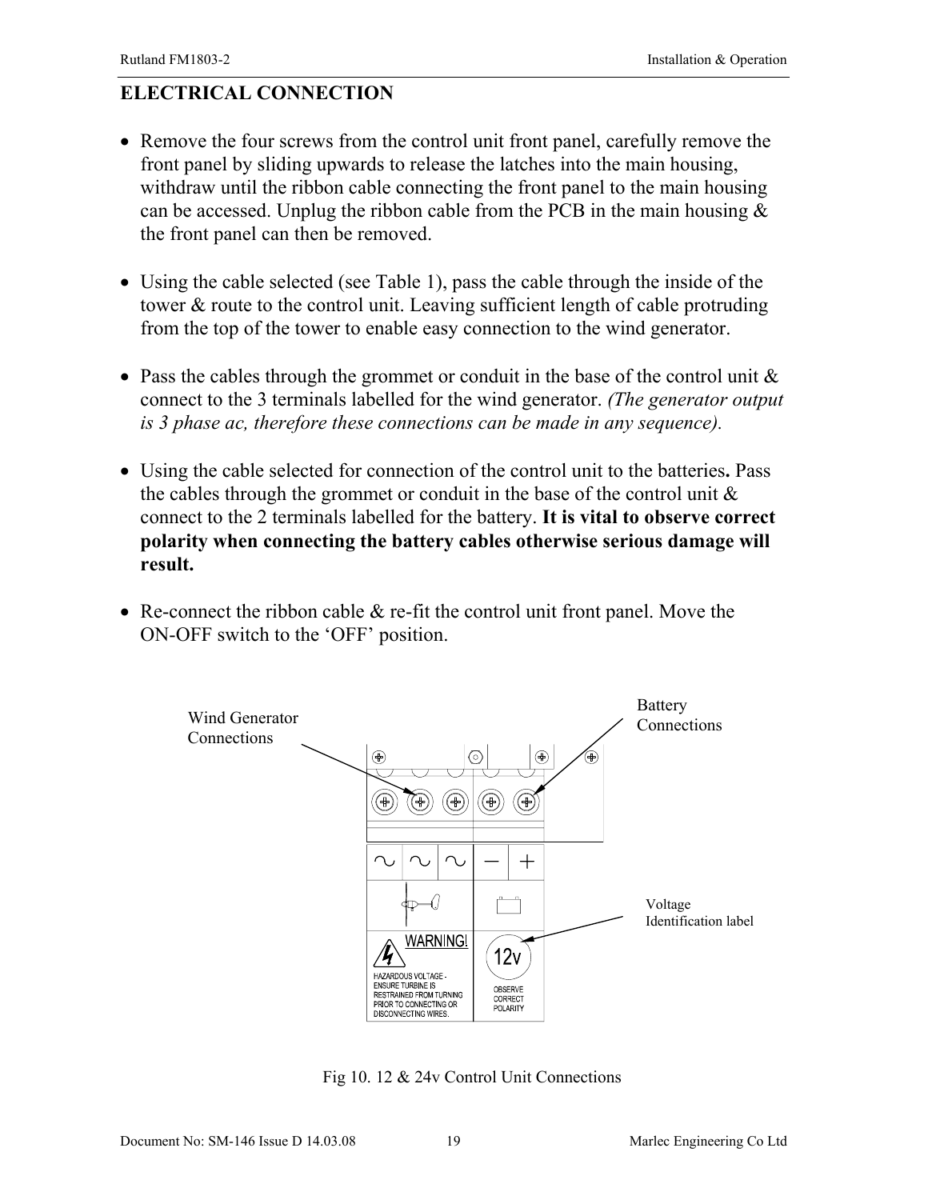## ELECTRICAL CONNECTION

- Remove the four screws from the control unit front panel, carefully remove the front panel by sliding upwards to release the latches into the main housing, withdraw until the ribbon cable connecting the front panel to the main housing can be accessed. Unplug the ribbon cable from the PCB in the main housing & the front panel can then be removed.

- Using the cable selected (see Table 1), pass the cable through the inside of the tower & route to the control unit. Leaving sufficient length of cable protruding from the top of the tower to enable easy connection to the wind generator.

- Pass the cables through the grommet or conduit in the base of the control unit & connect to the 3 terminals labelled for the wind generator. *(The generator output is 3 phase ac, therefore these connections can be made in any sequence).*

- Using the cable selected for connection of the control unit to the batteries**.** Pass the cables through the grommet or conduit in the base of the control unit & connect to the 2 terminals labelled for the battery. **It is vital to observe correct polarity when connecting the battery cables otherwise serious damage will result.**

- Re-connect the ribbon cable & re-fit the control unit front panel. Move the ON-OFF switch to the 'OFF' position.

Wind Generator Connections

Battery Connections

Voltage Identification label

WARNING!

HAZARDOUS VOLTAGE - ENSURE TURBINE IS RESTRAINED FROM TURNING PRIOR TO CONNECTING OR DISCONNECTING WIRES.

12v

OBSERVE CORRECT POLARITY

Fig 10. 12 & 24v Control Unit Connections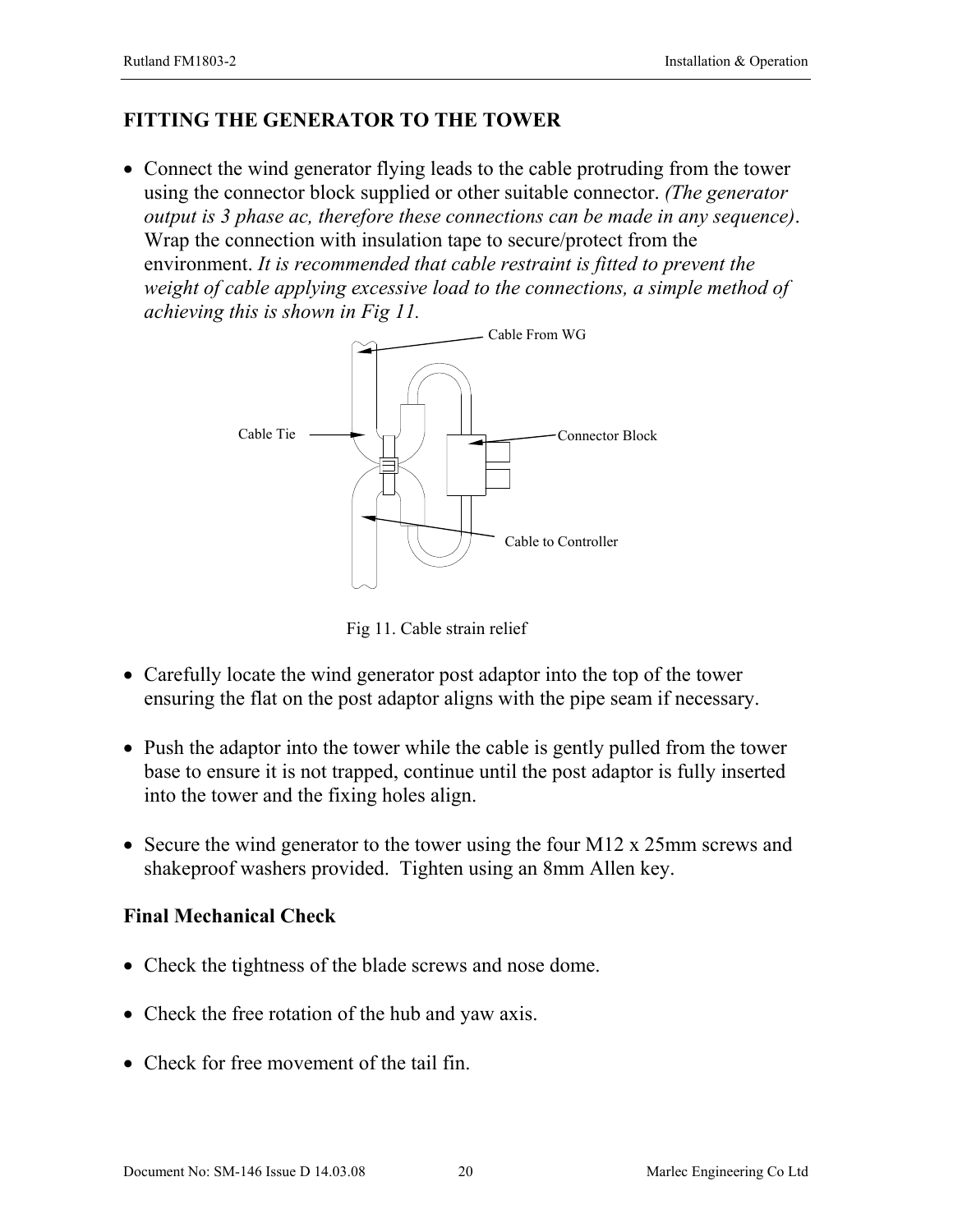## FITTING THE GENERATOR TO THE TOWER

- Connect the wind generator flying leads to the cable protruding from the tower using the connector block supplied or other suitable connector. *(The generator output is 3 phase ac, therefore these connections can be made in any sequence)*. Wrap the connection with insulation tape to secure/protect from the environment. *It is recommended that cable restraint is fitted to prevent the weight of cable applying excessive load to the connections, a simple method of achieving this is shown in Fig 11.*

Cable From WG

Cable Tie

Connector Block

Cable to Controller

Fig 11. Cable strain relief

- Carefully locate the wind generator post adaptor into the top of the tower ensuring the flat on the post adaptor aligns with the pipe seam if necessary.

- Push the adaptor into the tower while the cable is gently pulled from the tower base to ensure it is not trapped, continue until the post adaptor is fully inserted into the tower and the fixing holes align.

- Secure the wind generator to the tower using the four M12 x 25mm screws and shakeproof washers provided. Tighten using an 8mm Allen key.

### Final Mechanical Check

- Check the tightness of the blade screws and nose dome.

- Check the free rotation of the hub and yaw axis.

- Check for free movement of the tail fin.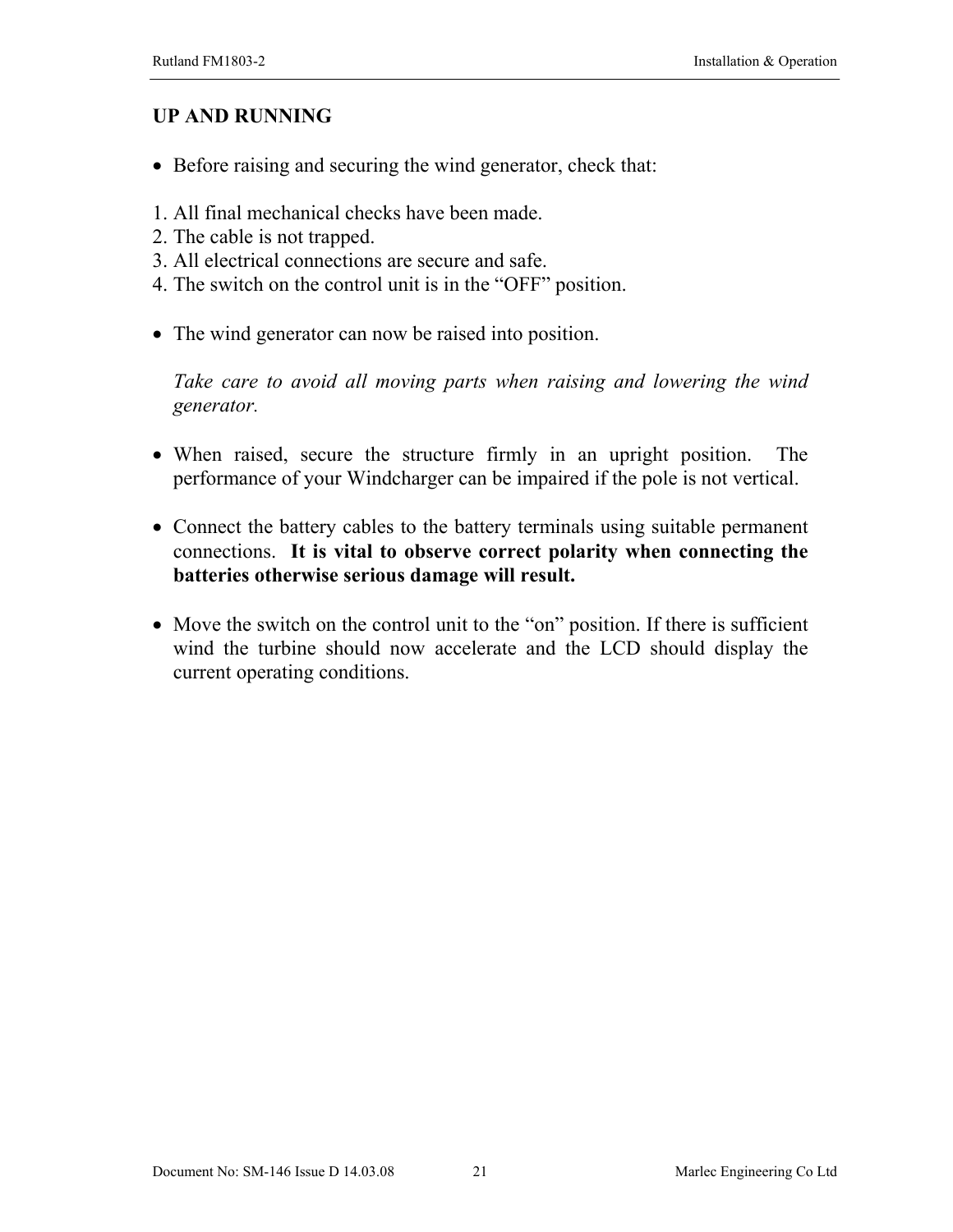## UP AND RUNNING

- Before raising and securing the wind generator, check that:

1. All final mechanical checks have been made.
2. The cable is not trapped.
3. All electrical connections are secure and safe.
4. The switch on the control unit is in the "OFF" position.

- The wind generator can now be raised into position.

  *Take care to avoid all moving parts when raising and lowering the wind generator.*

- When raised, secure the structure firmly in an upright position. The performance of your Windcharger can be impaired if the pole is not vertical.

- Connect the battery cables to the battery terminals using suitable permanent connections. **It is vital to observe correct polarity when connecting the batteries otherwise serious damage will result.**

- Move the switch on the control unit to the "on" position. If there is sufficient wind the turbine should now accelerate and the LCD should display the current operating conditions.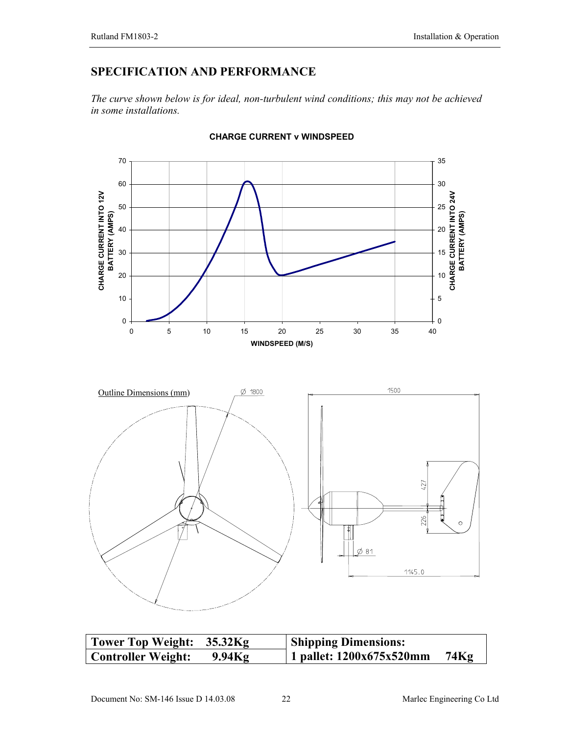## SPECIFICATION AND PERFORMANCE

*The curve shown below is for ideal, non-turbulent wind conditions; this may not be achieved in some installations.*

**CHARGE CURRENT v WINDSPEED**

Outline Dimensions (mm)

| **Tower Top Weight: 35.32Kg** | **Shipping Dimensions:** |
|---|---|
| **Controller Weight: 9.94Kg** | **1 pallet: 1200x675x520mm 74Kg** |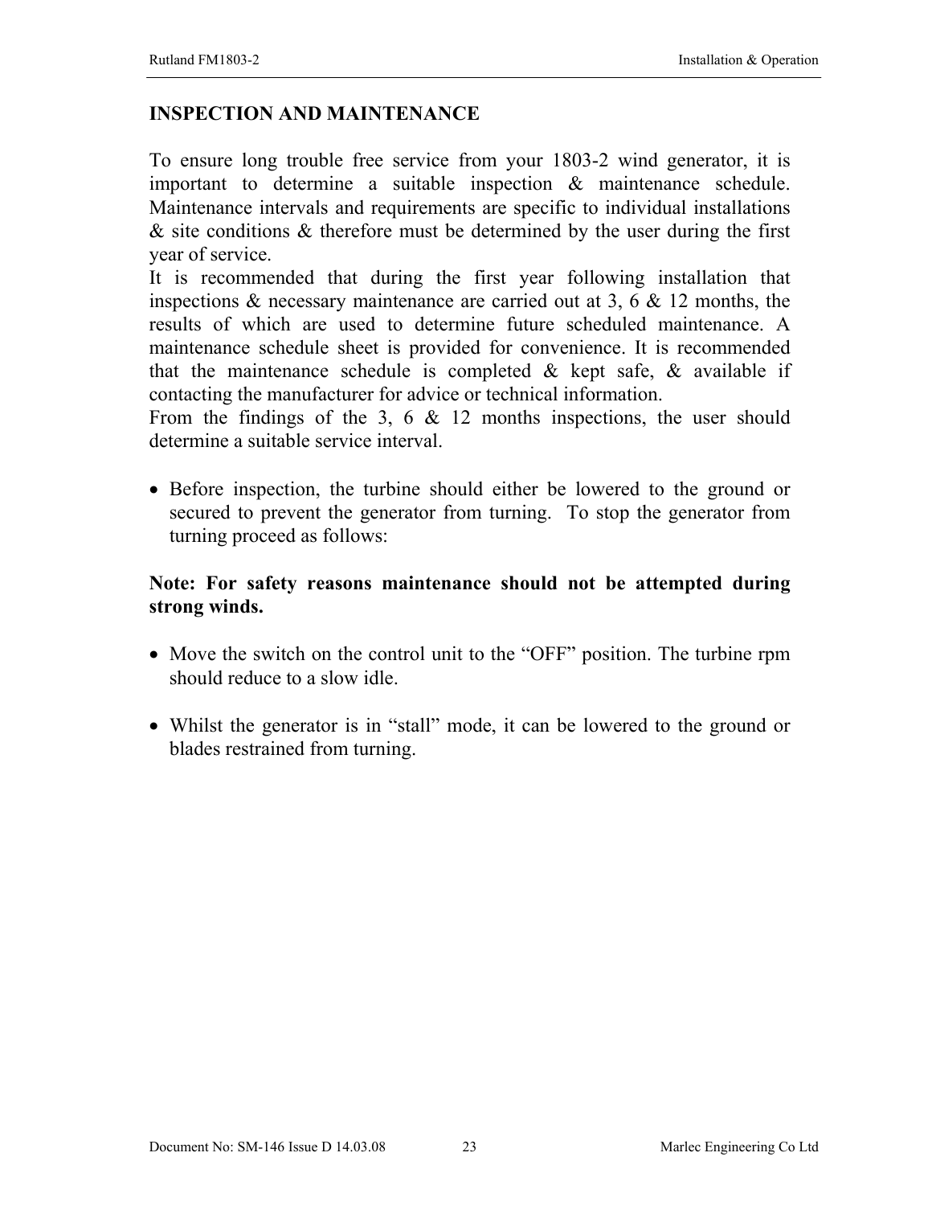# INSPECTION AND MAINTENANCE

To ensure long trouble free service from your 1803-2 wind generator, it is important to determine a suitable inspection & maintenance schedule. Maintenance intervals and requirements are specific to individual installations & site conditions & therefore must be determined by the user during the first year of service.

It is recommended that during the first year following installation that inspections & necessary maintenance are carried out at 3, 6 & 12 months, the results of which are used to determine future scheduled maintenance. A maintenance schedule sheet is provided for convenience. It is recommended that the maintenance schedule is completed & kept safe, & available if contacting the manufacturer for advice or technical information.

From the findings of the 3, 6 & 12 months inspections, the user should determine a suitable service interval.

- Before inspection, the turbine should either be lowered to the ground or secured to prevent the generator from turning. To stop the generator from turning proceed as follows:

**Note: For safety reasons maintenance should not be attempted during strong winds.**

- Move the switch on the control unit to the “OFF” position. The turbine rpm should reduce to a slow idle.

- Whilst the generator is in “stall” mode, it can be lowered to the ground or blades restrained from turning.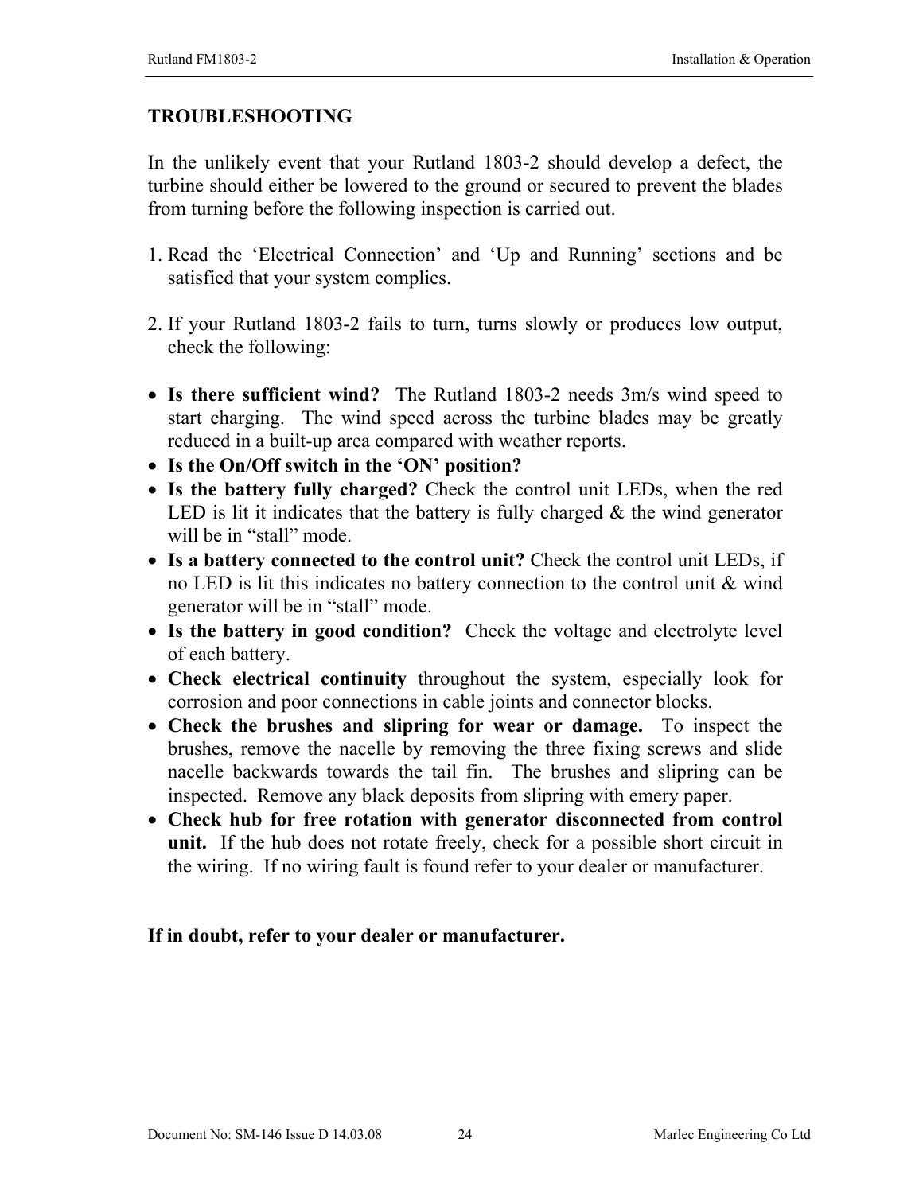# TROUBLESHOOTING

In the unlikely event that your Rutland 1803-2 should develop a defect, the turbine should either be lowered to the ground or secured to prevent the blades from turning before the following inspection is carried out.

1. Read the 'Electrical Connection' and 'Up and Running' sections and be satisfied that your system complies.

2. If your Rutland 1803-2 fails to turn, turns slowly or produces low output, check the following:

- **Is there sufficient wind?** The Rutland 1803-2 needs 3m/s wind speed to start charging. The wind speed across the turbine blades may be greatly reduced in a built-up area compared with weather reports.
- **Is the On/Off switch in the 'ON' position?**
- **Is the battery fully charged?** Check the control unit LEDs, when the red LED is lit it indicates that the battery is fully charged & the wind generator will be in "stall" mode.
- **Is a battery connected to the control unit?** Check the control unit LEDs, if no LED is lit this indicates no battery connection to the control unit & wind generator will be in "stall" mode.
- **Is the battery in good condition?** Check the voltage and electrolyte level of each battery.
- **Check electrical continuity** throughout the system, especially look for corrosion and poor connections in cable joints and connector blocks.
- **Check the brushes and slipring for wear or damage.** To inspect the brushes, remove the nacelle by removing the three fixing screws and slide nacelle backwards towards the tail fin. The brushes and slipring can be inspected. Remove any black deposits from slipring with emery paper.
- **Check hub for free rotation with generator disconnected from control unit.** If the hub does not rotate freely, check for a possible short circuit in the wiring. If no wiring fault is found refer to your dealer or manufacturer.

**If in doubt, refer to your dealer or manufacturer.**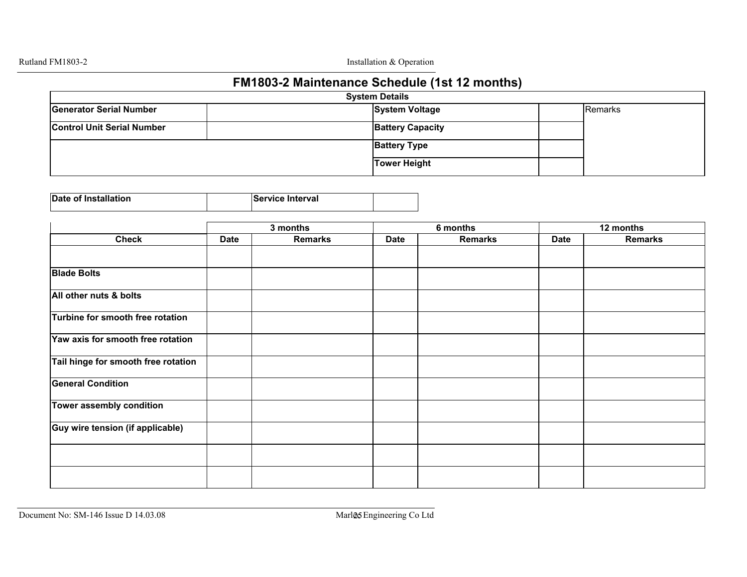# FM1803-2 Maintenance Schedule (1st 12 months)

| System Details | | | | |
|---|---|---|---|---|
| **Generator Serial Number** | | **System Voltage** | | Remarks |
| **Control Unit Serial Number** | | **Battery Capacity** | | |
| | | **Battery Type** | | |
| | | **Tower Height** | | |

| **Date of Installation** | | **Service Interval** | |
|---|---|---|---|

| | 3 months | | 6 months | | 12 months | |
|---|---|---|---|---|---|---|
| **Check** | **Date** | **Remarks** | **Date** | **Remarks** | **Date** | **Remarks** |
| | | | | | | |
| **Blade Bolts** | | | | | | |
| **All other nuts & bolts** | | | | | | |
| **Turbine for smooth free rotation** | | | | | | |
| **Yaw axis for smooth free rotation** | | | | | | |
| **Tail hinge for smooth free rotation** | | | | | | |
| **General Condition** | | | | | | |
| **Tower assembly condition** | | | | | | |
| **Guy wire tension (if applicable)** | | | | | | |
| | | | | | | |
| | | | | | | |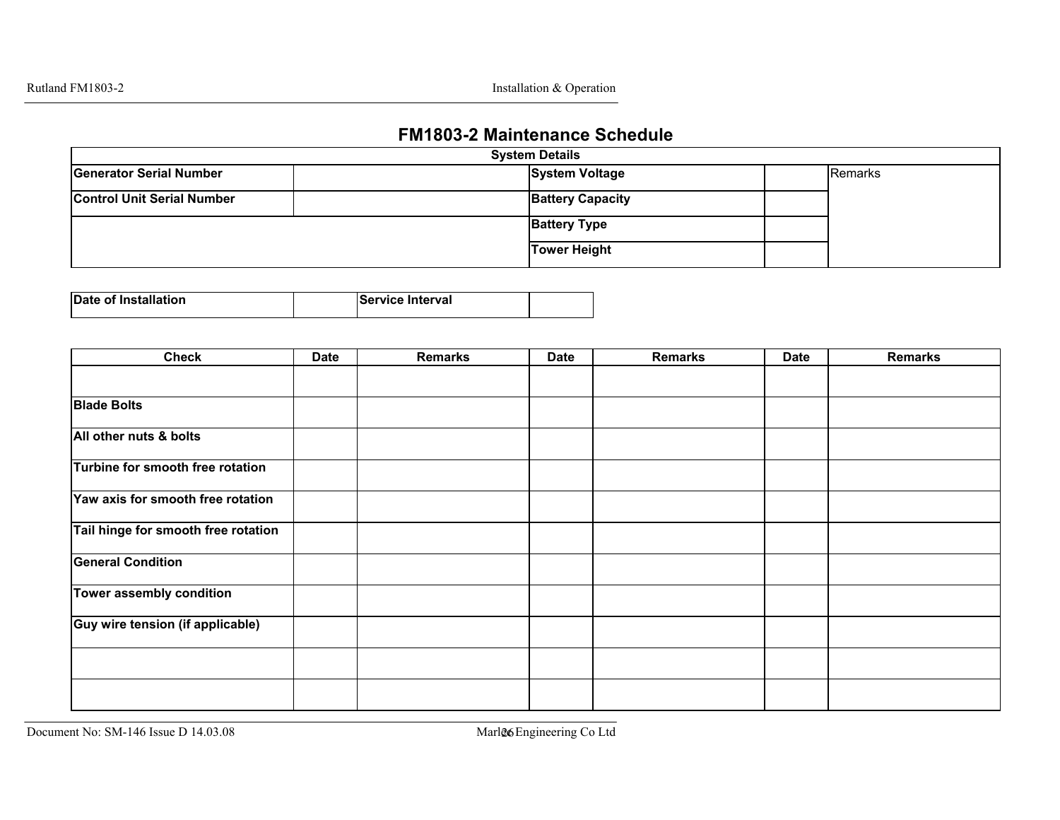# FM1803-2 Maintenance Schedule

| System Details | | | | |
|---|---|---|---|---|
| **Generator Serial Number** | | **System Voltage** | | Remarks |
| **Control Unit Serial Number** | | **Battery Capacity** | | |
| | | **Battery Type** | | |
| | | **Tower Height** | | |

| **Date of Installation** | | **Service Interval** | |
|---|---|---|---|

| Check | Date | Remarks | Date | Remarks | Date | Remarks |
|---|---|---|---|---|---|---|
| | | | | | | |
| **Blade Bolts** | | | | | | |
| **All other nuts & bolts** | | | | | | |
| **Turbine for smooth free rotation** | | | | | | |
| **Yaw axis for smooth free rotation** | | | | | | |
| **Tail hinge for smooth free rotation** | | | | | | |
| **General Condition** | | | | | | |
| **Tower assembly condition** | | | | | | |
| **Guy wire tension (if applicable)** | | | | | | |
| | | | | | | |
| | | | | | | |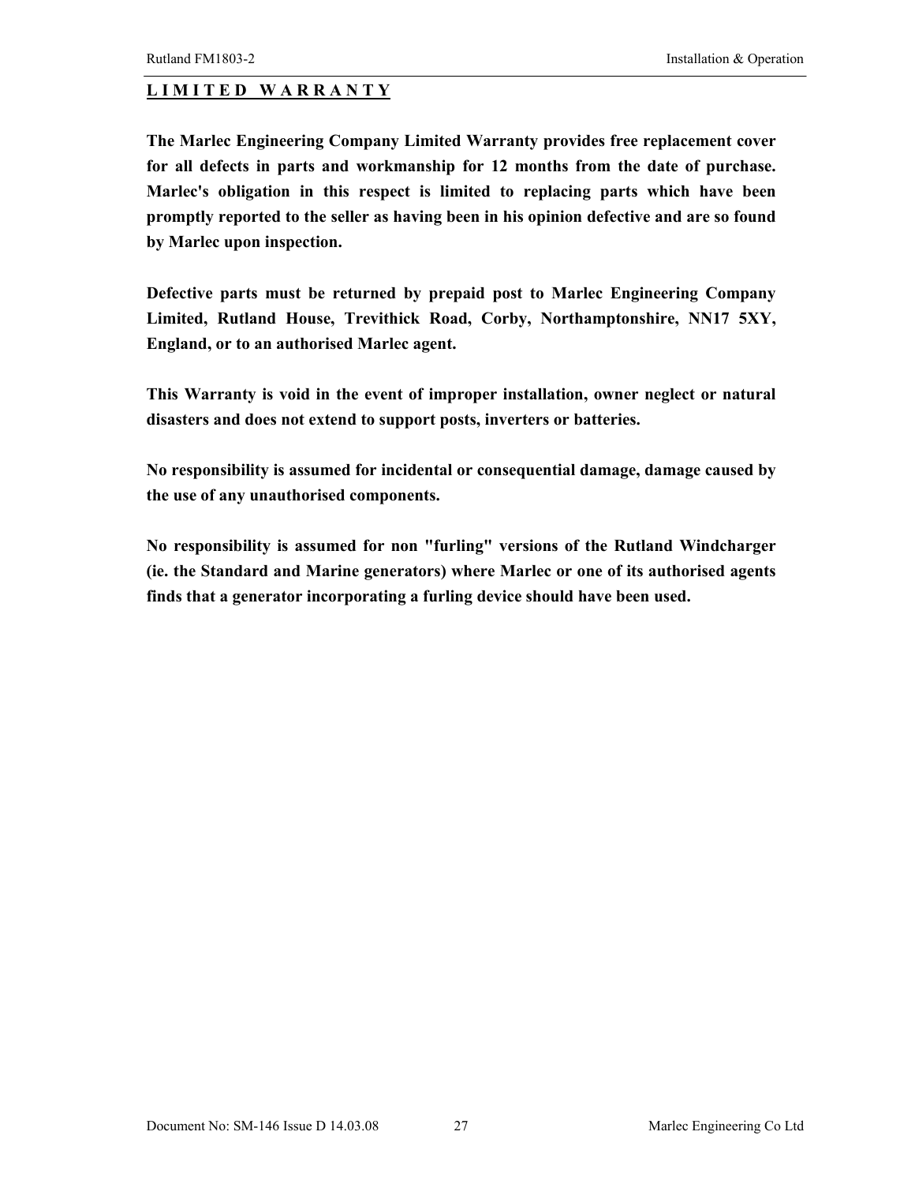## LIMITED WARRANTY

**The Marlec Engineering Company Limited Warranty provides free replacement cover for all defects in parts and workmanship for 12 months from the date of purchase. Marlec's obligation in this respect is limited to replacing parts which have been promptly reported to the seller as having been in his opinion defective and are so found by Marlec upon inspection.**

**Defective parts must be returned by prepaid post to Marlec Engineering Company Limited, Rutland House, Trevithick Road, Corby, Northamptonshire, NN17 5XY, England, or to an authorised Marlec agent.**

**This Warranty is void in the event of improper installation, owner neglect or natural disasters and does not extend to support posts, inverters or batteries.**

**No responsibility is assumed for incidental or consequential damage, damage caused by the use of any unauthorised components.**

**No responsibility is assumed for non "furling" versions of the Rutland Windcharger (ie. the Standard and Marine generators) where Marlec or one of its authorised agents finds that a generator incorporating a furling device should have been used.**